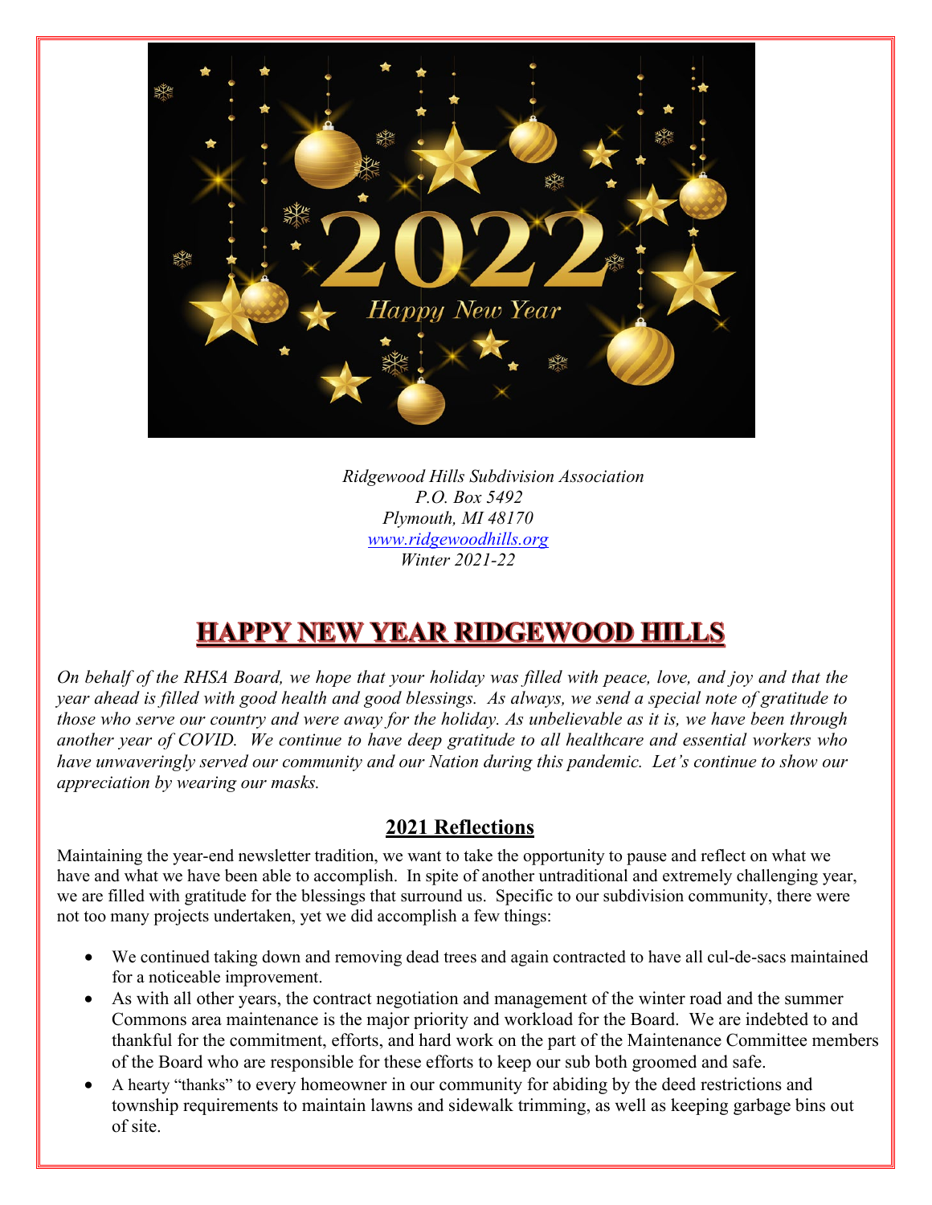*Ridgewood Hills Subdivision Association*
*P.O. Box 5492*
*Plymouth, MI 48170*
*[www.ridgewoodhills.org](http://www.ridgewoodhills.org)*
*Winter 2021-22*

# HAPPY NEW YEAR RIDGEWOOD HILLS

*On behalf of the RHSA Board, we hope that your holiday was filled with peace, love, and joy and that the year ahead is filled with good health and good blessings. As always, we send a special note of gratitude to those who serve our country and were away for the holiday. As unbelievable as it is, we have been through another year of COVID. We continue to have deep gratitude to all healthcare and essential workers who have unwaveringly served our community and our Nation during this pandemic. Let's continue to show our appreciation by wearing our masks.*

## 2021 Reflections

Maintaining the year-end newsletter tradition, we want to take the opportunity to pause and reflect on what we have and what we have been able to accomplish. In spite of another untraditional and extremely challenging year, we are filled with gratitude for the blessings that surround us. Specific to our subdivision community, there were not too many projects undertaken, yet we did accomplish a few things:

- We continued taking down and removing dead trees and again contracted to have all cul-de-sacs maintained for a noticeable improvement.
- As with all other years, the contract negotiation and management of the winter road and the summer Commons area maintenance is the major priority and workload for the Board. We are indebted to and thankful for the commitment, efforts, and hard work on the part of the Maintenance Committee members of the Board who are responsible for these efforts to keep our sub both groomed and safe.
- A hearty "thanks" to every homeowner in our community for abiding by the deed restrictions and township requirements to maintain lawns and sidewalk trimming, as well as keeping garbage bins out of site.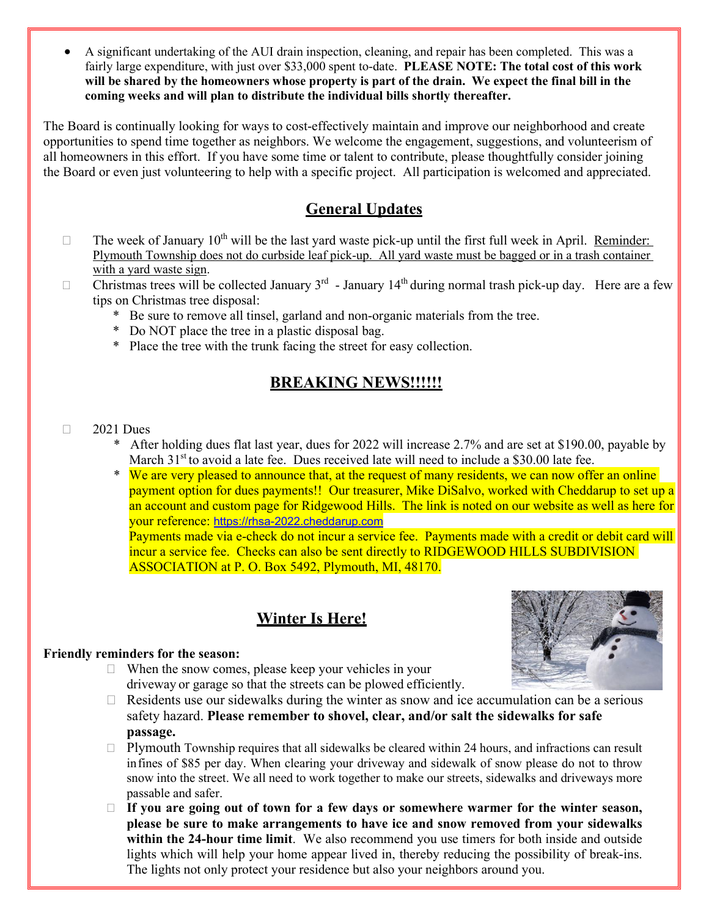- A significant undertaking of the AUI drain inspection, cleaning, and repair has been completed. This was a fairly large expenditure, with just over $33,000 spent to-date. **PLEASE NOTE: The total cost of this work will be shared by the homeowners whose property is part of the drain. We expect the final bill in the coming weeks and will plan to distribute the individual bills shortly thereafter.**

The Board is continually looking for ways to cost-effectively maintain and improve our neighborhood and create opportunities to spend time together as neighbors. We welcome the engagement, suggestions, and volunteerism of all homeowners in this effort. If you have some time or talent to contribute, please thoughtfully consider joining the Board or even just volunteering to help with a specific project. All participation is welcomed and appreciated.

## General Updates

- The week of January 10th will be the last yard waste pick-up until the first full week in April. Reminder: Plymouth Township does not do curbside leaf pick-up. All yard waste must be bagged or in a trash container with a yard waste sign.
- Christmas trees will be collected January 3rd - January 14th during normal trash pick-up day. Here are a few tips on Christmas tree disposal:
  - Be sure to remove all tinsel, garland and non-organic materials from the tree.
  - Do NOT place the tree in a plastic disposal bag.
  - Place the tree with the trunk facing the street for easy collection.

## BREAKING NEWS!!!!!!

- 2021 Dues
  - After holding dues flat last year, dues for 2022 will increase 2.7% and are set at $190.00, payable by March 31st to avoid a late fee. Dues received late will need to include a $30.00 late fee.
  - We are very pleased to announce that, at the request of many residents, we can now offer an online payment option for dues payments!! Our treasurer, Mike DiSalvo, worked with Cheddarup to set up a an account and custom page for Ridgewood Hills. The link is noted on our website as well as here for your reference: https://rhsa-2022.cheddarup.com

    Payments made via e-check do not incur a service fee. Payments made with a credit or debit card will incur a service fee. Checks can also be sent directly to RIDGEWOOD HILLS SUBDIVISION ASSOCIATION at P. O. Box 5492, Plymouth, MI, 48170.

## Winter Is Here!

**Friendly reminders for the season:**

- When the snow comes, please keep your vehicles in your driveway or garage so that the streets can be plowed efficiently.
- Residents use our sidewalks during the winter as snow and ice accumulation can be a serious safety hazard. **Please remember to shovel, clear, and/or salt the sidewalks for safe passage.**
- Plymouth Township requires that all sidewalks be cleared within 24 hours, and infractions can result in fines of $85 per day. When clearing your driveway and sidewalk of snow please do not to throw snow into the street. We all need to work together to make our streets, sidewalks and driveways more passable and safer.
- **If you are going out of town for a few days or somewhere warmer for the winter season, please be sure to make arrangements to have ice and snow removed from your sidewalks within the 24-hour time limit**. We also recommend you use timers for both inside and outside lights which will help your home appear lived in, thereby reducing the possibility of break-ins. The lights not only protect your residence but also your neighbors around you.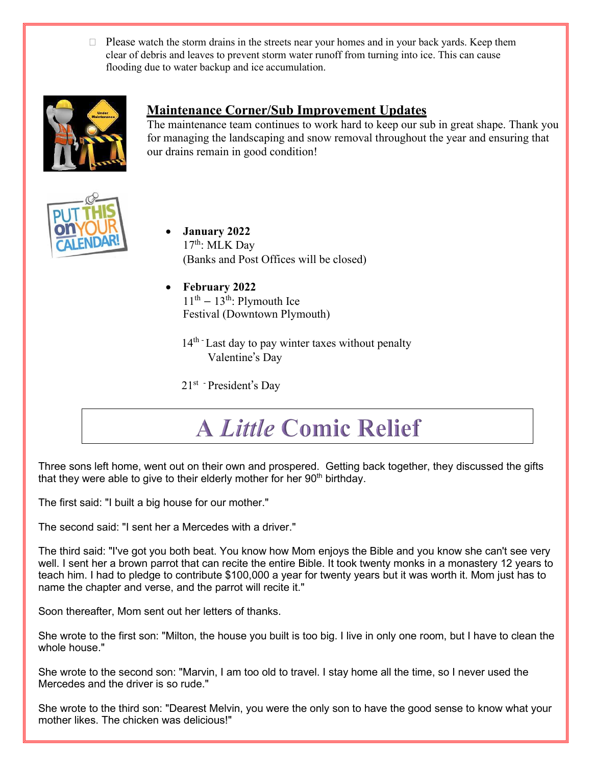- Please watch the storm drains in the streets near your homes and in your back yards. Keep them clear of debris and leaves to prevent storm water runoff from turning into ice. This can cause flooding due to water backup and ice accumulation.

## Maintenance Corner/Sub Improvement Updates

The maintenance team continues to work hard to keep our sub in great shape. Thank you for managing the landscaping and snow removal throughout the year and ensuring that our drains remain in good condition!

- **January 2022**
  17th: MLK Day
  (Banks and Post Offices will be closed)

- **February 2022**
  11th – 13th: Plymouth Ice Festival (Downtown Plymouth)

  14th - Last day to pay winter taxes without penalty
  Valentine's Day

  21st - President's Day

# A *Little* Comic Relief

Three sons left home, went out on their own and prospered. Getting back together, they discussed the gifts that they were able to give to their elderly mother for her 90th birthday.

The first said: "I built a big house for our mother."

The second said: "I sent her a Mercedes with a driver."

The third said: "I've got you both beat. You know how Mom enjoys the Bible and you know she can't see very well. I sent her a brown parrot that can recite the entire Bible. It took twenty monks in a monastery 12 years to teach him. I had to pledge to contribute $100,000 a year for twenty years but it was worth it. Mom just has to name the chapter and verse, and the parrot will recite it."

Soon thereafter, Mom sent out her letters of thanks.

She wrote to the first son: "Milton, the house you built is too big. I live in only one room, but I have to clean the whole house."

She wrote to the second son: "Marvin, I am too old to travel. I stay home all the time, so I never used the Mercedes and the driver is so rude."

She wrote to the third son: "Dearest Melvin, you were the only son to have the good sense to know what your mother likes. The chicken was delicious!"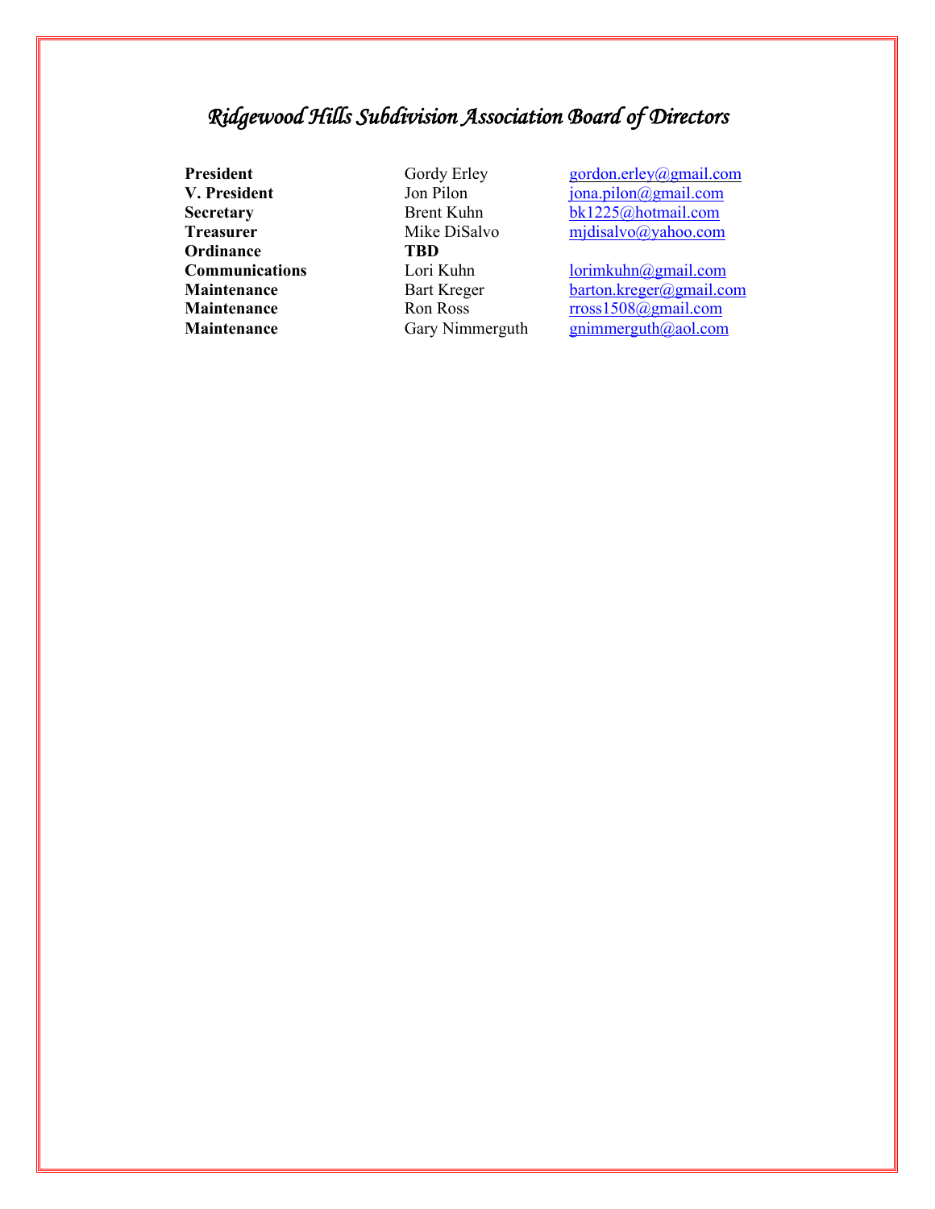# *Ridgewood Hills Subdivision Association Board of Directors*

| | | |
|---|---|---|
| **President** | Gordy Erley | gordon.erley@gmail.com |
| **V. President** | Jon Pilon | jona.pilon@gmail.com |
| **Secretary** | Brent Kuhn | bk1225@hotmail.com |
| **Treasurer** | Mike DiSalvo | mjdisalvo@yahoo.com |
| **Ordinance** | **TBD** | |
| **Communications** | Lori Kuhn | lorimkuhn@gmail.com |
| **Maintenance** | Bart Kreger | barton.kreger@gmail.com |
| **Maintenance** | Ron Ross | rross1508@gmail.com |
| **Maintenance** | Gary Nimmerguth | gnimmerguth@aol.com |